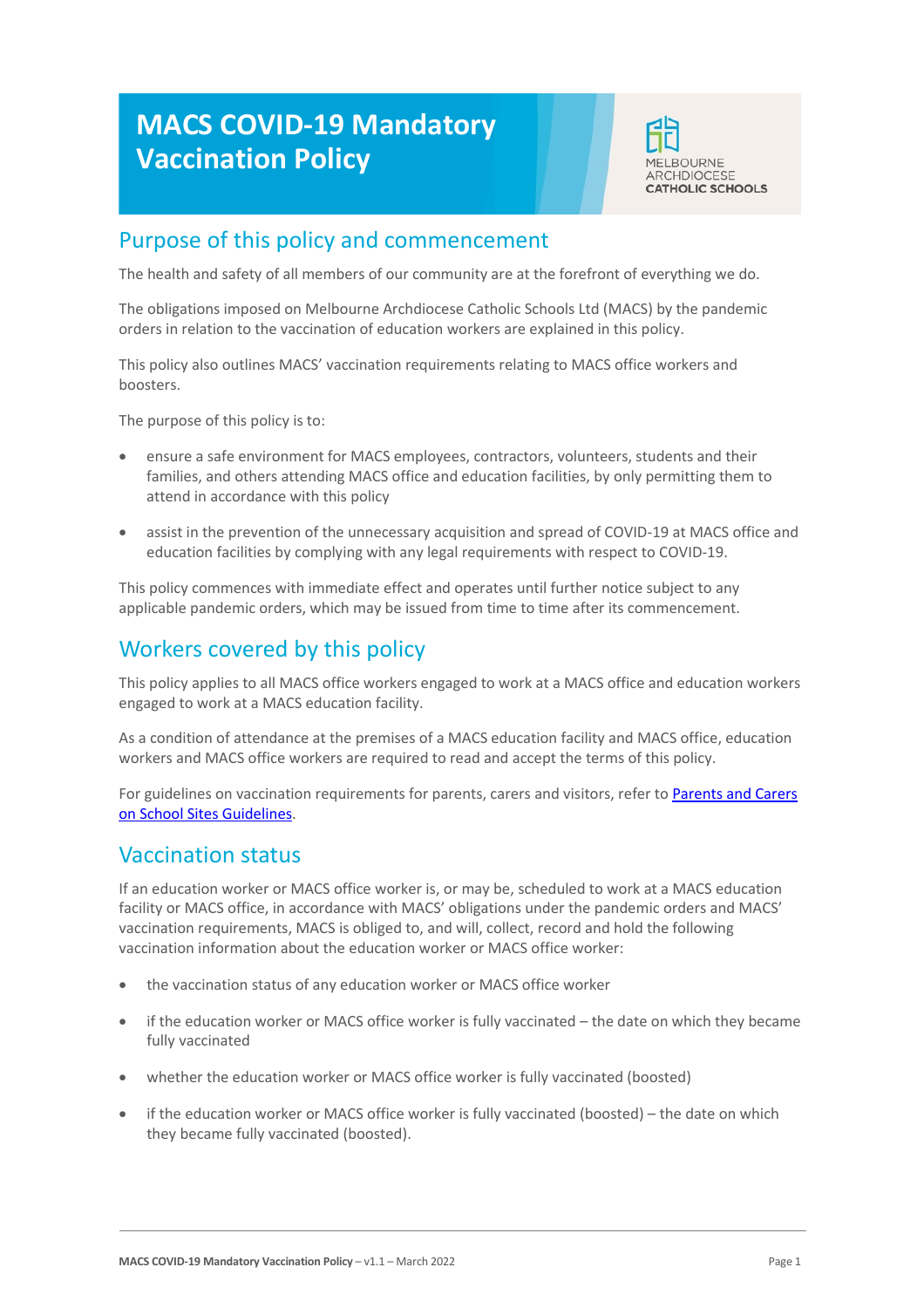# MACS COVID-19 Mandatory Vaccination Policy

MELBOURNE ARCHDIOCESE CATHOLIC SCHOOLS

## Purpose of this policy and commencement

The health and safety of all members of our community are at the forefront of everything we do.

The obligations imposed on Melbourne Archdiocese Catholic Schools Ltd (MACS) by the pandemic orders in relation to the vaccination of education workers are explained in this policy.

This policy also outlines MACS' vaccination requirements relating to MACS office workers and boosters.

The purpose of this policy is to:

- ensure a safe environment for MACS employees, contractors, volunteers, students and their families, and others attending MACS office and education facilities, by only permitting them to attend in accordance with this policy
- assist in the prevention of the unnecessary acquisition and spread of COVID-19 at MACS office and education facilities by complying with any legal requirements with respect to COVID-19.

This policy commences with immediate effect and operates until further notice subject to any applicable pandemic orders, which may be issued from time to time after its commencement.

## Workers covered by this policy

This policy applies to all MACS office workers engaged to work at a MACS office and education workers engaged to work at a MACS education facility.

As a condition of attendance at the premises of a MACS education facility and MACS office, education workers and MACS office workers are required to read and accept the terms of this policy.

For guidelines on vaccination requirements for parents, carers and visitors, refer to Parents and Carers on School Sites Guidelines.

## Vaccination status

If an education worker or MACS office worker is, or may be, scheduled to work at a MACS education facility or MACS office, in accordance with MACS' obligations under the pandemic orders and MACS' vaccination requirements, MACS is obliged to, and will, collect, record and hold the following vaccination information about the education worker or MACS office worker:

- the vaccination status of any education worker or MACS office worker
- if the education worker or MACS office worker is fully vaccinated – the date on which they became fully vaccinated
- whether the education worker or MACS office worker is fully vaccinated (boosted)
- if the education worker or MACS office worker is fully vaccinated (boosted) – the date on which they became fully vaccinated (boosted).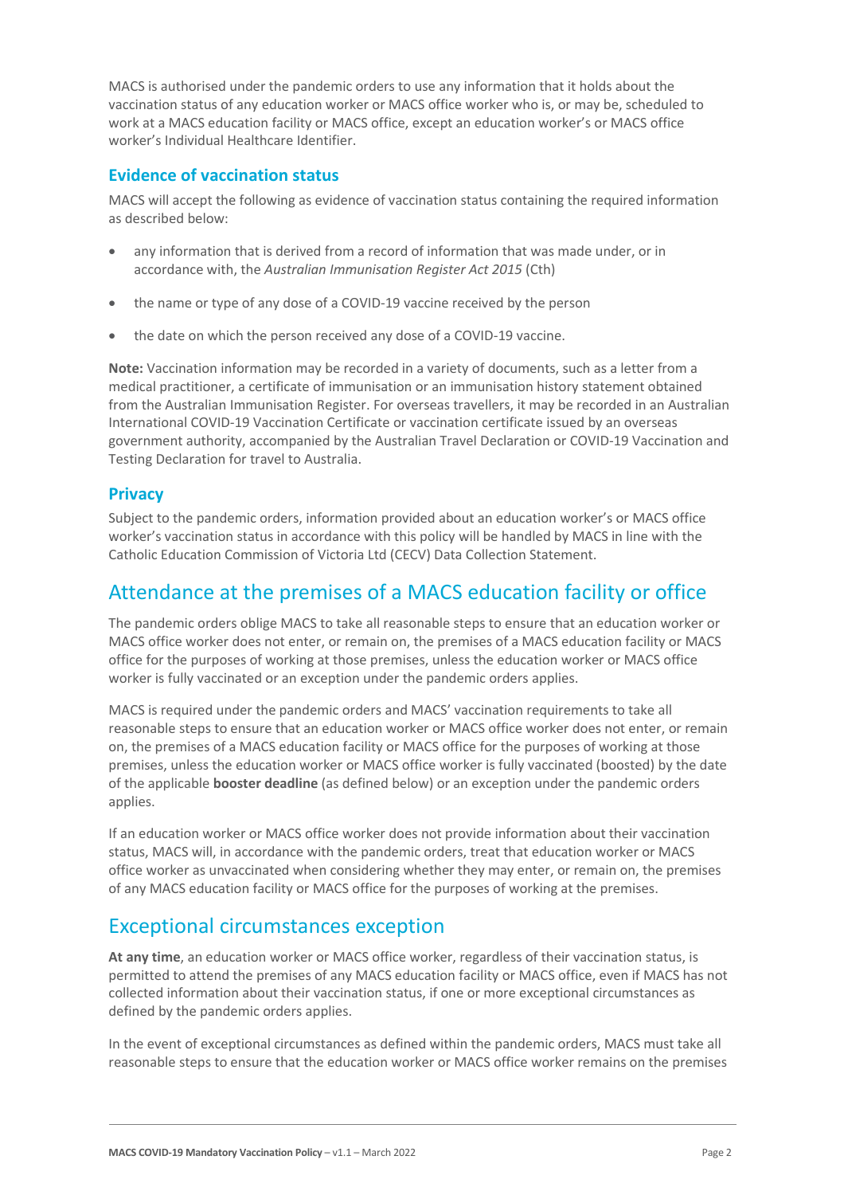MACS is authorised under the pandemic orders to use any information that it holds about the vaccination status of any education worker or MACS office worker who is, or may be, scheduled to work at a MACS education facility or MACS office, except an education worker's or MACS office worker's Individual Healthcare Identifier.

### Evidence of vaccination status

MACS will accept the following as evidence of vaccination status containing the required information as described below:

- any information that is derived from a record of information that was made under, or in accordance with, the *Australian Immunisation Register Act 2015* (Cth)
- the name or type of any dose of a COVID-19 vaccine received by the person
- the date on which the person received any dose of a COVID-19 vaccine.

**Note:** Vaccination information may be recorded in a variety of documents, such as a letter from a medical practitioner, a certificate of immunisation or an immunisation history statement obtained from the Australian Immunisation Register. For overseas travellers, it may be recorded in an Australian International COVID-19 Vaccination Certificate or vaccination certificate issued by an overseas government authority, accompanied by the Australian Travel Declaration or COVID-19 Vaccination and Testing Declaration for travel to Australia.

### Privacy

Subject to the pandemic orders, information provided about an education worker's or MACS office worker's vaccination status in accordance with this policy will be handled by MACS in line with the Catholic Education Commission of Victoria Ltd (CECV) Data Collection Statement.

## Attendance at the premises of a MACS education facility or office

The pandemic orders oblige MACS to take all reasonable steps to ensure that an education worker or MACS office worker does not enter, or remain on, the premises of a MACS education facility or MACS office for the purposes of working at those premises, unless the education worker or MACS office worker is fully vaccinated or an exception under the pandemic orders applies.

MACS is required under the pandemic orders and MACS' vaccination requirements to take all reasonable steps to ensure that an education worker or MACS office worker does not enter, or remain on, the premises of a MACS education facility or MACS office for the purposes of working at those premises, unless the education worker or MACS office worker is fully vaccinated (boosted) by the date of the applicable **booster deadline** (as defined below) or an exception under the pandemic orders applies.

If an education worker or MACS office worker does not provide information about their vaccination status, MACS will, in accordance with the pandemic orders, treat that education worker or MACS office worker as unvaccinated when considering whether they may enter, or remain on, the premises of any MACS education facility or MACS office for the purposes of working at the premises.

## Exceptional circumstances exception

**At any time**, an education worker or MACS office worker, regardless of their vaccination status, is permitted to attend the premises of any MACS education facility or MACS office, even if MACS has not collected information about their vaccination status, if one or more exceptional circumstances as defined by the pandemic orders applies.

In the event of exceptional circumstances as defined within the pandemic orders, MACS must take all reasonable steps to ensure that the education worker or MACS office worker remains on the premises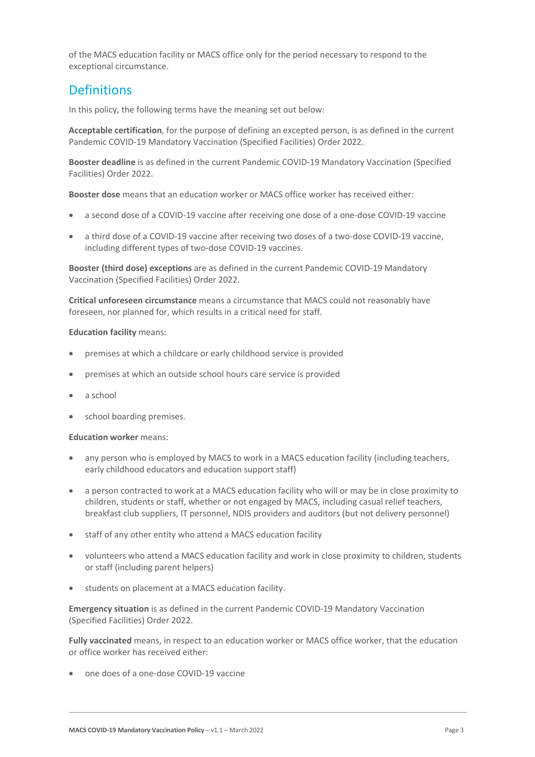of the MACS education facility or MACS office only for the period necessary to respond to the exceptional circumstance.

## Definitions

In this policy, the following terms have the meaning set out below:

**Acceptable certification**, for the purpose of defining an excepted person, is as defined in the current Pandemic COVID-19 Mandatory Vaccination (Specified Facilities) Order 2022.

**Booster deadline** is as defined in the current Pandemic COVID-19 Mandatory Vaccination (Specified Facilities) Order 2022.

**Booster dose** means that an education worker or MACS office worker has received either:

- a second dose of a COVID-19 vaccine after receiving one dose of a one-dose COVID-19 vaccine
- a third dose of a COVID-19 vaccine after receiving two doses of a two-dose COVID-19 vaccine, including different types of two-dose COVID-19 vaccines.

**Booster (third dose) exceptions** are as defined in the current Pandemic COVID-19 Mandatory Vaccination (Specified Facilities) Order 2022.

**Critical unforeseen circumstance** means a circumstance that MACS could not reasonably have foreseen, nor planned for, which results in a critical need for staff.

**Education facility** means:

- premises at which a childcare or early childhood service is provided
- premises at which an outside school hours care service is provided
- a school
- school boarding premises.

**Education worker** means:

- any person who is employed by MACS to work in a MACS education facility (including teachers, early childhood educators and education support staff)
- a person contracted to work at a MACS education facility who will or may be in close proximity to children, students or staff, whether or not engaged by MACS, including casual relief teachers, breakfast club suppliers, IT personnel, NDIS providers and auditors (but not delivery personnel)
- staff of any other entity who attend a MACS education facility
- volunteers who attend a MACS education facility and work in close proximity to children, students or staff (including parent helpers)
- students on placement at a MACS education facility.

**Emergency situation** is as defined in the current Pandemic COVID-19 Mandatory Vaccination (Specified Facilities) Order 2022.

**Fully vaccinated** means, in respect to an education worker or MACS office worker, that the education or office worker has received either:

- one does of a one-dose COVID-19 vaccine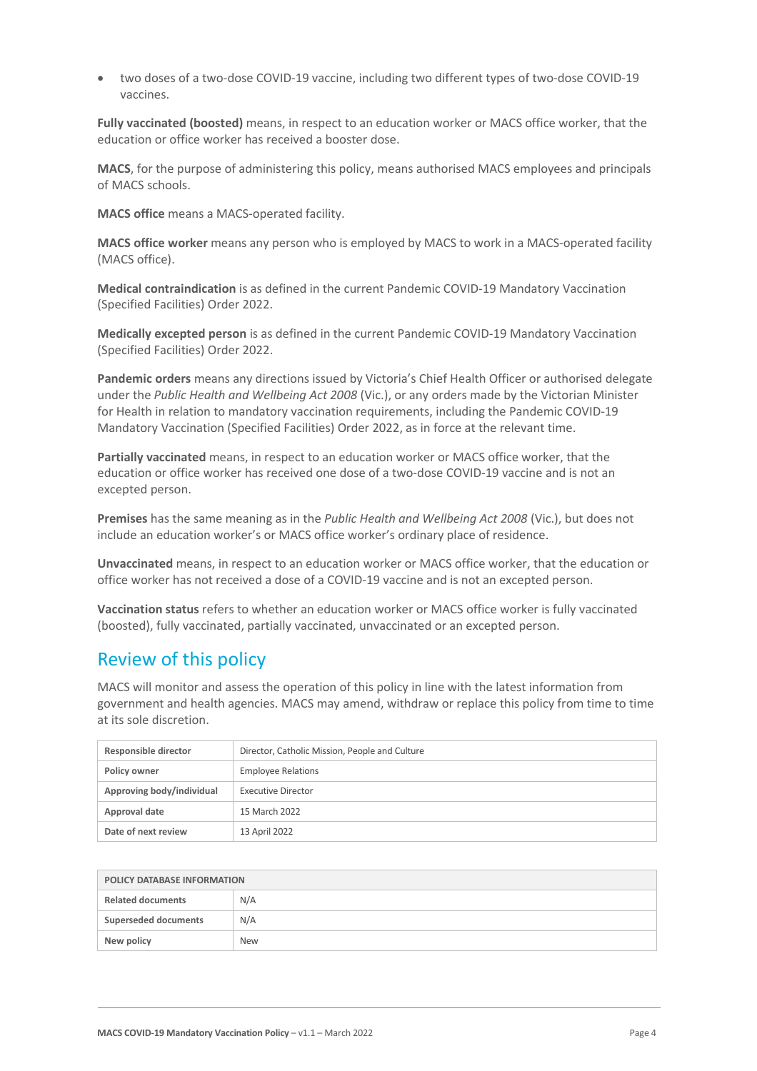- two doses of a two-dose COVID-19 vaccine, including two different types of two-dose COVID-19 vaccines.

**Fully vaccinated (boosted)** means, in respect to an education worker or MACS office worker, that the education or office worker has received a booster dose.

**MACS**, for the purpose of administering this policy, means authorised MACS employees and principals of MACS schools.

**MACS office** means a MACS-operated facility.

**MACS office worker** means any person who is employed by MACS to work in a MACS-operated facility (MACS office).

**Medical contraindication** is as defined in the current Pandemic COVID-19 Mandatory Vaccination (Specified Facilities) Order 2022.

**Medically excepted person** is as defined in the current Pandemic COVID-19 Mandatory Vaccination (Specified Facilities) Order 2022.

**Pandemic orders** means any directions issued by Victoria's Chief Health Officer or authorised delegate under the *Public Health and Wellbeing Act 2008* (Vic.), or any orders made by the Victorian Minister for Health in relation to mandatory vaccination requirements, including the Pandemic COVID-19 Mandatory Vaccination (Specified Facilities) Order 2022, as in force at the relevant time.

**Partially vaccinated** means, in respect to an education worker or MACS office worker, that the education or office worker has received one dose of a two-dose COVID-19 vaccine and is not an excepted person.

**Premises** has the same meaning as in the *Public Health and Wellbeing Act 2008* (Vic.), but does not include an education worker's or MACS office worker's ordinary place of residence.

**Unvaccinated** means, in respect to an education worker or MACS office worker, that the education or office worker has not received a dose of a COVID-19 vaccine and is not an excepted person.

**Vaccination status** refers to whether an education worker or MACS office worker is fully vaccinated (boosted), fully vaccinated, partially vaccinated, unvaccinated or an excepted person.

## Review of this policy

MACS will monitor and assess the operation of this policy in line with the latest information from government and health agencies. MACS may amend, withdraw or replace this policy from time to time at its sole discretion.

| | |
|---|---|
| **Responsible director** | Director, Catholic Mission, People and Culture |
| **Policy owner** | Employee Relations |
| **Approving body/individual** | Executive Director |
| **Approval date** | 15 March 2022 |
| **Date of next review** | 13 April 2022 |

| **POLICY DATABASE INFORMATION** | |
|---|---|
| **Related documents** | N/A |
| **Superseded documents** | N/A |
| **New policy** | New |